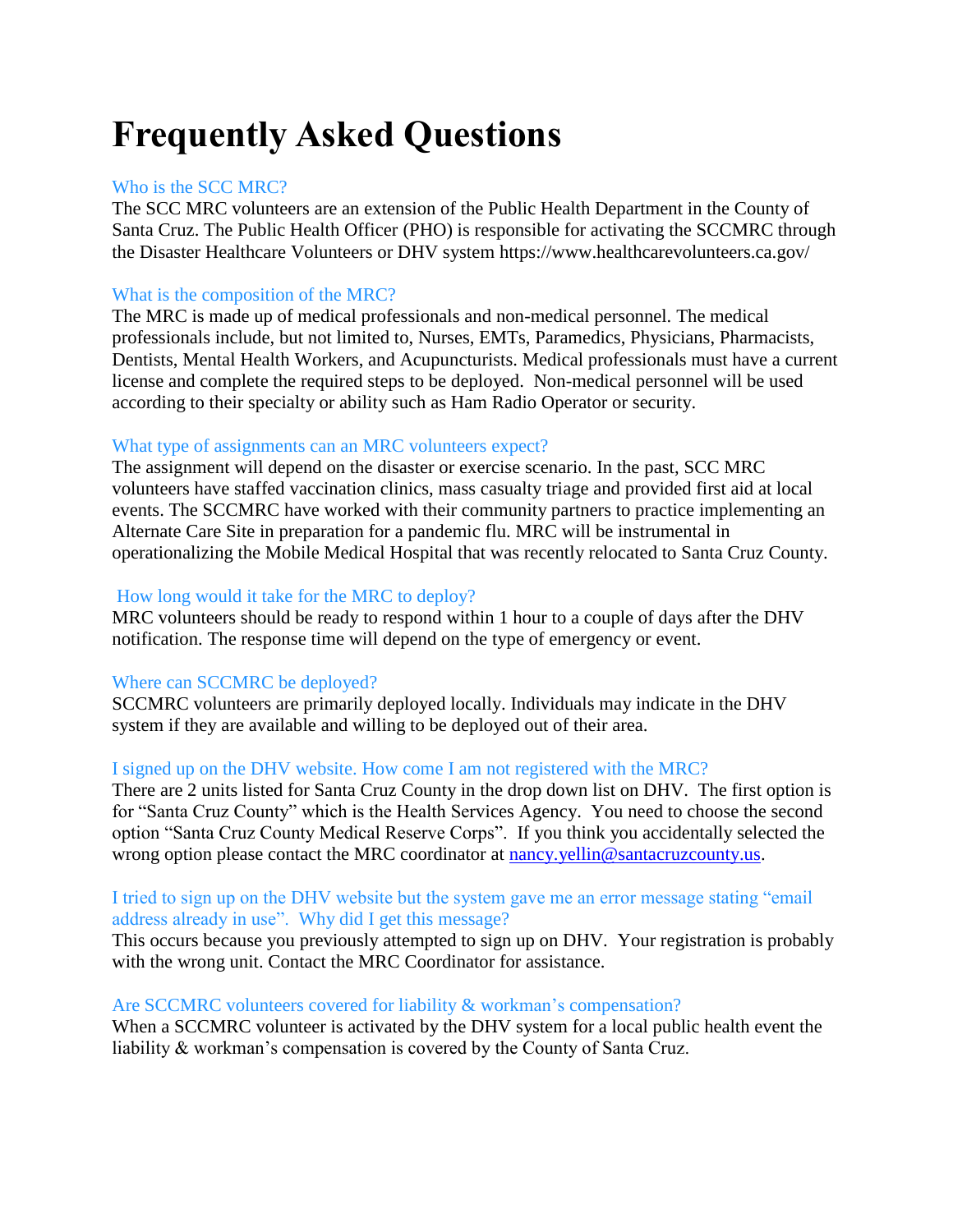# Frequently Asked Questions

### Who is the SCC MRC?

The SCC MRC volunteers are an extension of the Public Health Department in the County of Santa Cruz. The Public Health Officer (PHO) is responsible for activating the SCCMRC through the Disaster Healthcare Volunteers or DHV system https://www.healthcarevolunteers.ca.gov/

### What is the composition of the MRC?

The MRC is made up of medical professionals and non-medical personnel. The medical professionals include, but not limited to, Nurses, EMTs, Paramedics, Physicians, Pharmacists, Dentists, Mental Health Workers, and Acupuncturists. Medical professionals must have a current license and complete the required steps to be deployed. Non-medical personnel will be used according to their specialty or ability such as Ham Radio Operator or security.

### What type of assignments can an MRC volunteers expect?

The assignment will depend on the disaster or exercise scenario. In the past, SCC MRC volunteers have staffed vaccination clinics, mass casualty triage and provided first aid at local events. The SCCMRC have worked with their community partners to practice implementing an Alternate Care Site in preparation for a pandemic flu. MRC will be instrumental in operationalizing the Mobile Medical Hospital that was recently relocated to Santa Cruz County.

### How long would it take for the MRC to deploy?

MRC volunteers should be ready to respond within 1 hour to a couple of days after the DHV notification. The response time will depend on the type of emergency or event.

### Where can SCCMRC be deployed?

SCCMRC volunteers are primarily deployed locally. Individuals may indicate in the DHV system if they are available and willing to be deployed out of their area.

### I signed up on the DHV website. How come I am not registered with the MRC?

There are 2 units listed for Santa Cruz County in the drop down list on DHV. The first option is for "Santa Cruz County" which is the Health Services Agency. You need to choose the second option "Santa Cruz County Medical Reserve Corps". If you think you accidentally selected the wrong option please contact the MRC coordinator at nancy.yellin@santacruzcounty.us.

### I tried to sign up on the DHV website but the system gave me an error message stating "email address already in use". Why did I get this message?

This occurs because you previously attempted to sign up on DHV. Your registration is probably with the wrong unit. Contact the MRC Coordinator for assistance.

### Are SCCMRC volunteers covered for liability & workman's compensation?

When a SCCMRC volunteer is activated by the DHV system for a local public health event the liability & workman's compensation is covered by the County of Santa Cruz.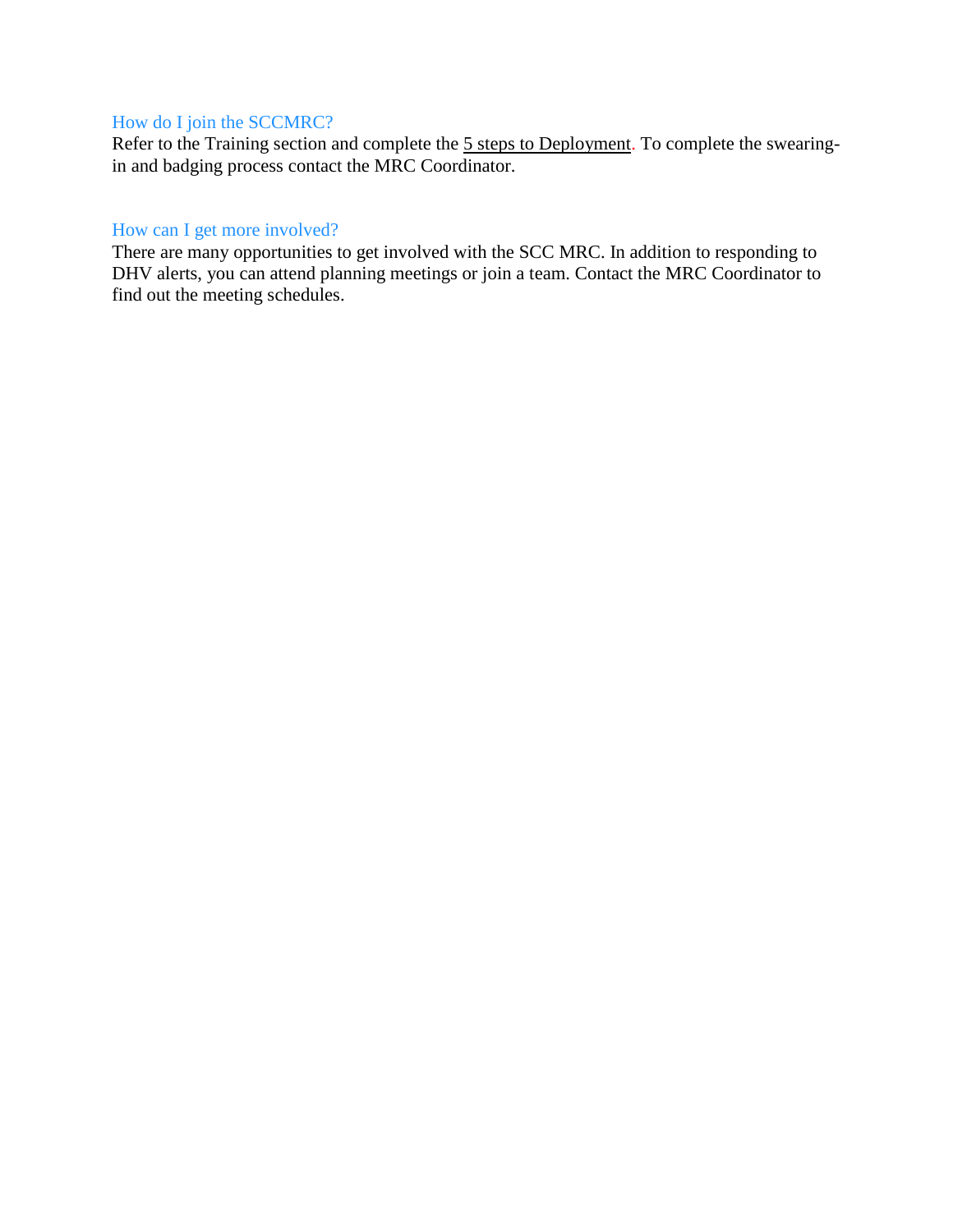### How do I join the SCCMRC?

Refer to the Training section and complete the 5 steps to Deployment. To complete the swearing-in and badging process contact the MRC Coordinator.

### How can I get more involved?

There are many opportunities to get involved with the SCC MRC. In addition to responding to DHV alerts, you can attend planning meetings or join a team. Contact the MRC Coordinator to find out the meeting schedules.